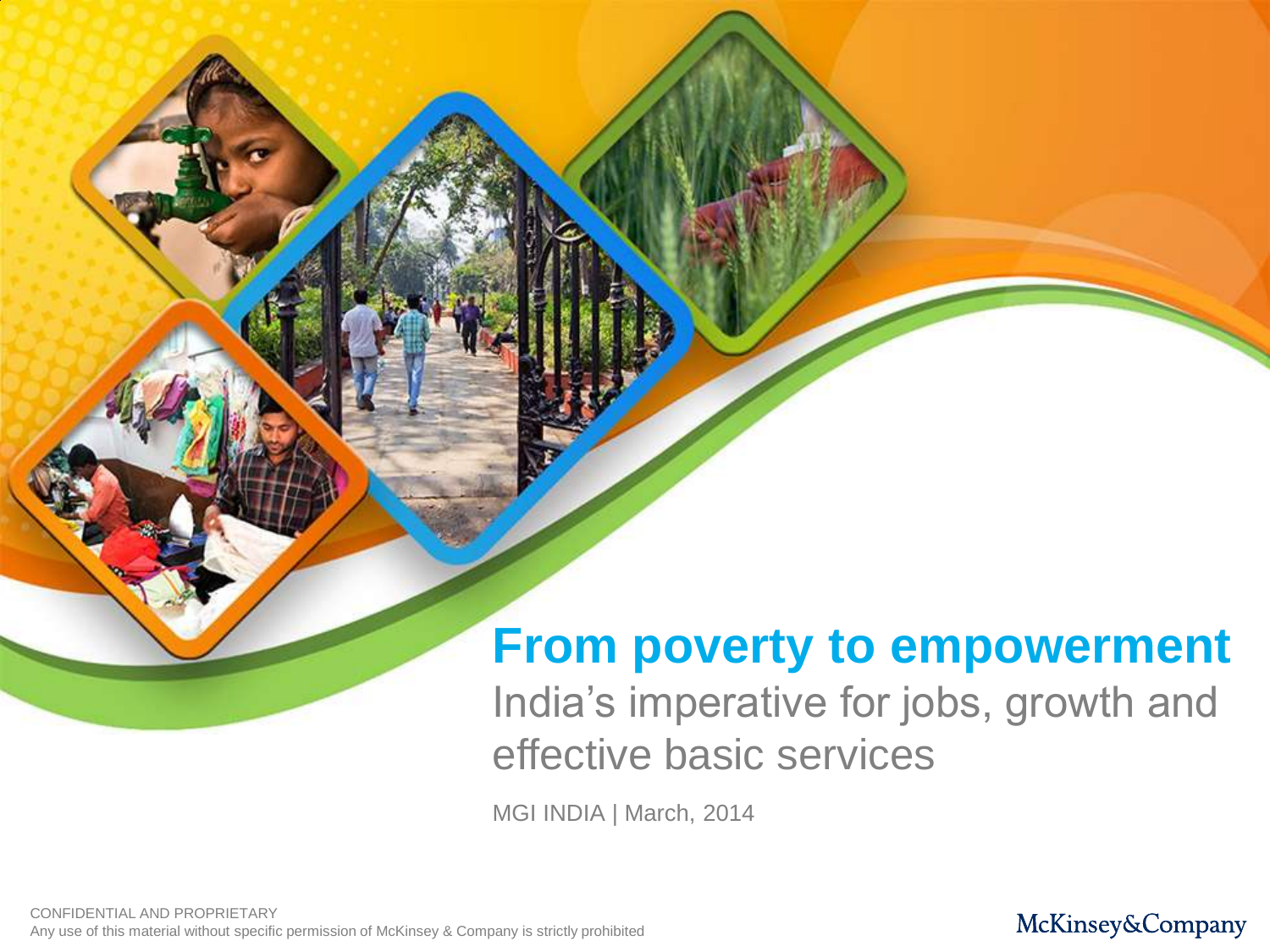# From poverty to empowerment

## India's imperative for jobs, growth and effective basic services

MGI INDIA | March, 2014

CONFIDENTIAL AND PROPRIETARY
Any use of this material without specific permission of McKinsey & Company is strictly prohibited

McKinsey&Company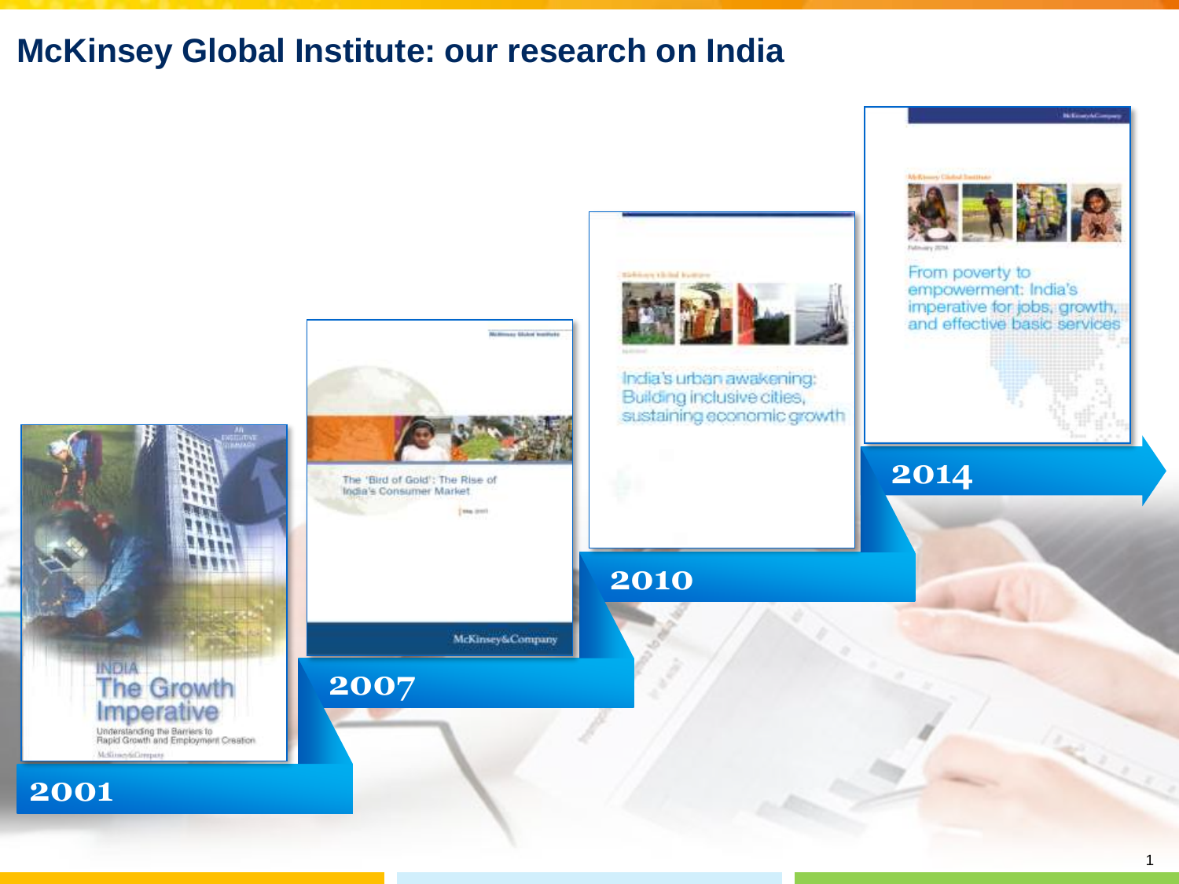# McKinsey Global Institute: our research on India

**2001**

INDIA
The Growth Imperative
Understanding the Barriers to Rapid Growth and Employment Creation

**2007**

The 'Bird of Gold': The Rise of India's Consumer Market

**2010**

India's urban awakening: Building inclusive cities, sustaining economic growth

**2014**

From poverty to empowerment: India's imperative for jobs, growth, and effective basic services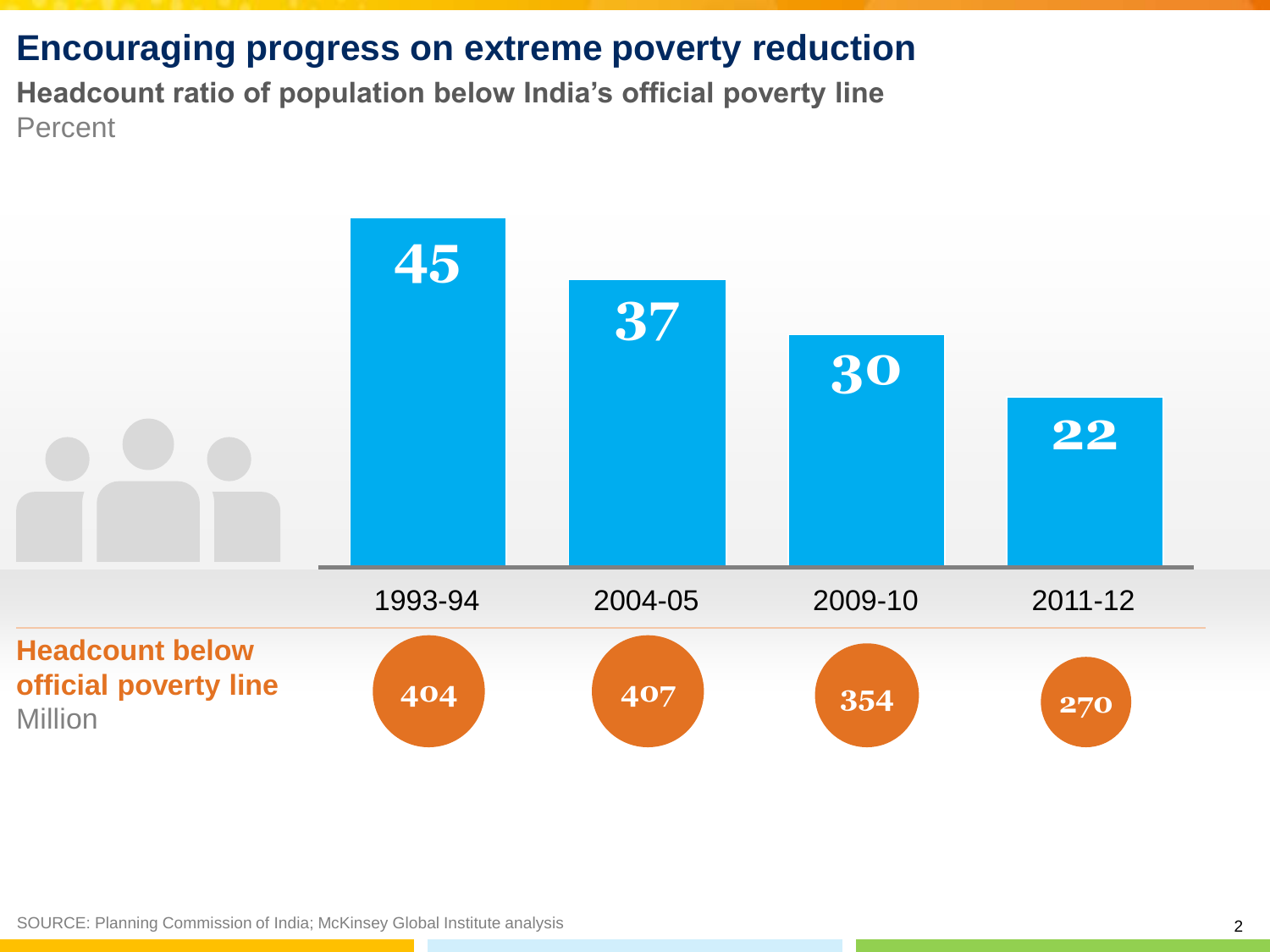# Encouraging progress on extreme poverty reduction

**Headcount ratio of population below India's official poverty line**
Percent

| | 1993-94 | 2004-05 | 2009-10 | 2011-12 |
|---|---|---|---|---|
| Headcount ratio (Percent) | 45 | 37 | 30 | 22 |
| **Headcount below official poverty line** (Million) | 404 | 407 | 354 | 270 |

SOURCE: Planning Commission of India; McKinsey Global Institute analysis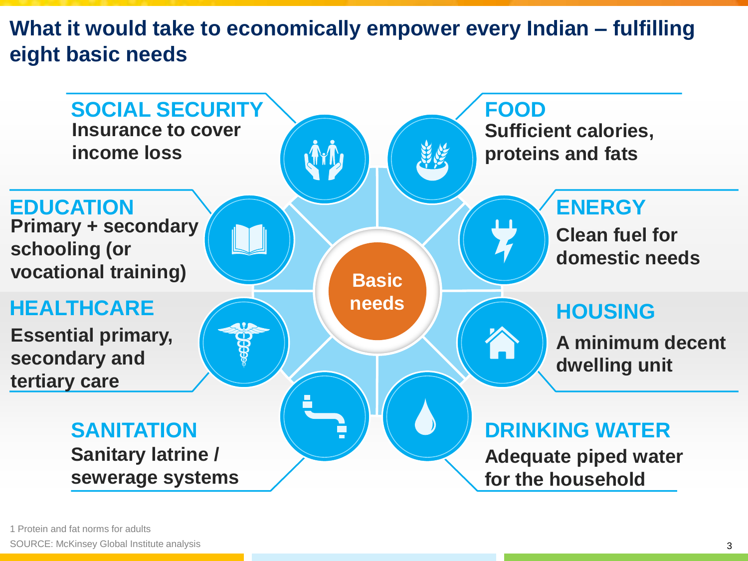# What it would take to economically empower every Indian – fulfilling eight basic needs

**Basic needs**

**SOCIAL SECURITY**
Insurance to cover income loss

**FOOD**
Sufficient calories, proteins and fats

**EDUCATION**
Primary + secondary schooling (or vocational training)

**ENERGY**
Clean fuel for domestic needs

**HEALTHCARE**
Essential primary, secondary and tertiary care

**HOUSING**
A minimum decent dwelling unit

**SANITATION**
Sanitary latrine / sewerage systems

**DRINKING WATER**
Adequate piped water for the household

1 Protein and fat norms for adults

SOURCE: McKinsey Global Institute analysis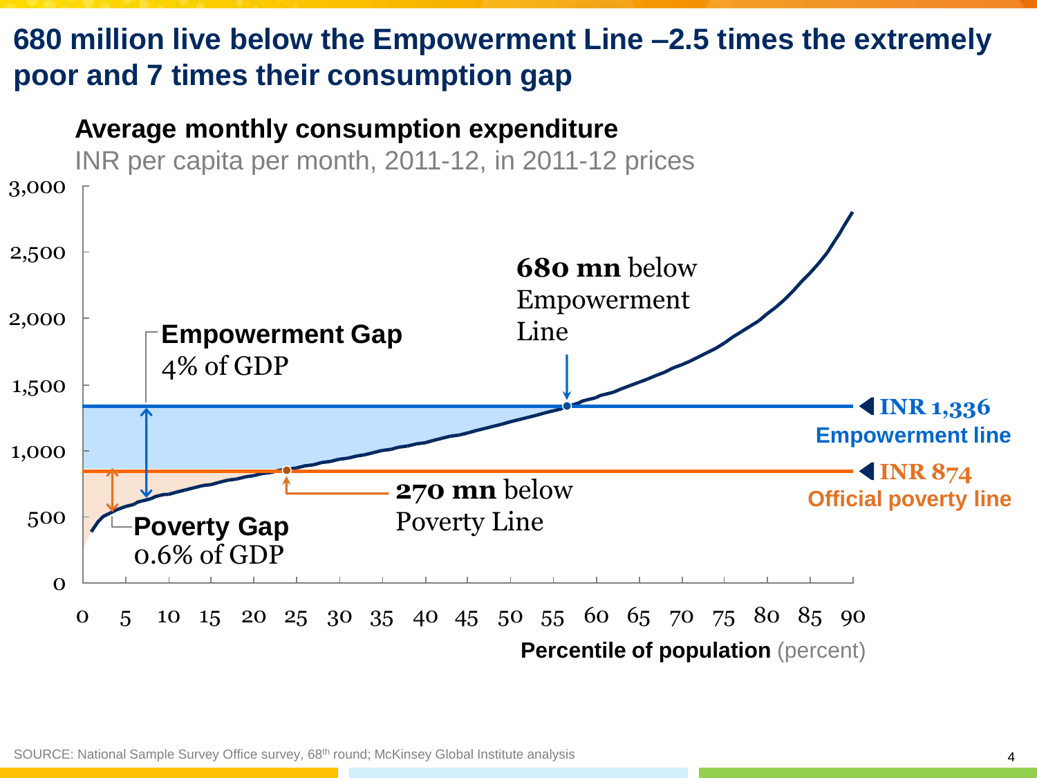# 680 million live below the Empowerment Line –2.5 times the extremely poor and 7 times their consumption gap

**Average monthly consumption expenditure**

INR per capita per month, 2011-12, in 2011-12 prices

3,000
2,500
2,000
1,500
1,000
500
0

**680 mn** below Empowerment Line

**Empowerment Gap**
4% of GDP

**INR 1,336**
**Empowerment line**

**INR 874**
**Official poverty line**

**270 mn** below Poverty Line

**Poverty Gap**
0.6% of GDP

0 5 10 15 20 25 30 35 40 45 50 55 60 65 70 75 80 85 90

**Percentile of population** (percent)

SOURCE: National Sample Survey Office survey, 68th round; McKinsey Global Institute analysis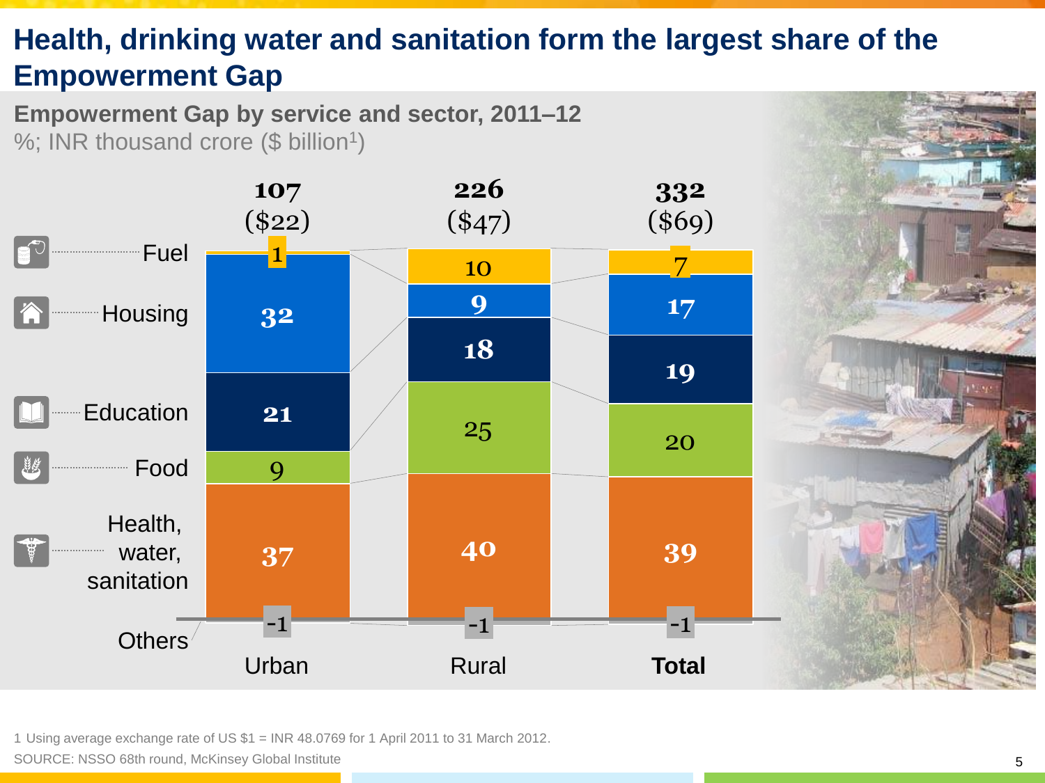# Health, drinking water and sanitation form the largest share of the Empowerment Gap

**Empowerment Gap by service and sector, 2011–12**

%; INR thousand crore ($ billion[1])

| | Urban | Rural | **Total** |
|---|---|---|---|
| | 107 ($22) | 226 ($47) | 332 ($69) |
| Fuel | 1 | 10 | 7 |
| Housing | 32 | 9 | 17 |
| Education | 21 | 18 | 19 |
| Food | 9 | 25 | 20 |
| Health, water, sanitation | 37 | 40 | 39 |
| Others | -1 | -1 | -1 |

1 Using average exchange rate of US $1 = INR 48.0769 for 1 April 2011 to 31 March 2012.

SOURCE: NSSO 68th round, McKinsey Global Institute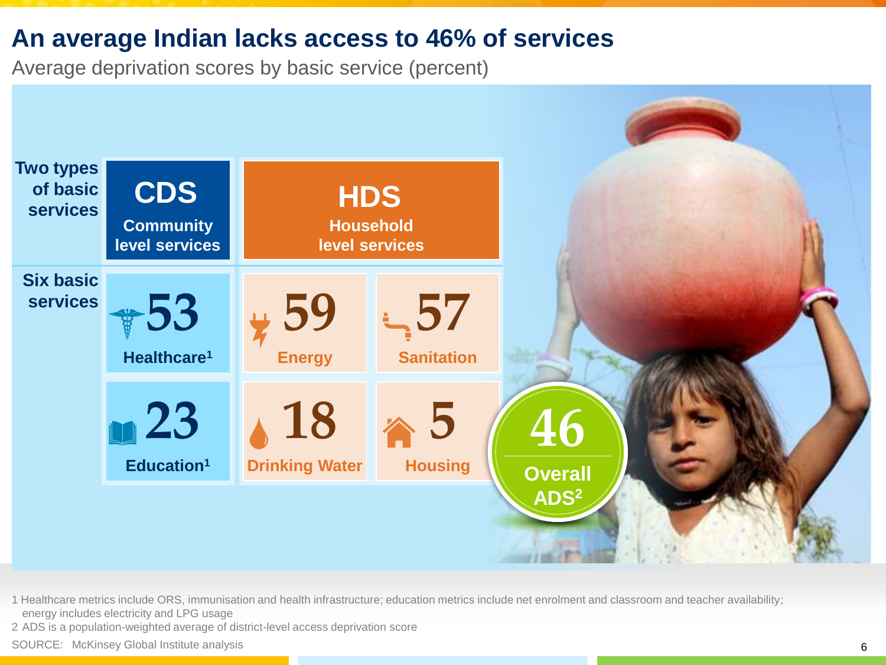# An average Indian lacks access to 46% of services

Average deprivation scores by basic service (percent)

| Two types of basic services | CDS Community level services | | HDS Household level services | |
|---|---|---|---|---|
| Six basic services | 53 Healthcare[1] | 59 Energy | 57 Sanitation | |
| | 23 Education[1] | 18 Drinking Water | 5 Housing | |

**46 Overall ADS[2]**

1 Healthcare metrics include ORS, immunisation and health infrastructure; education metrics include net enrolment and classroom and teacher availability; energy includes electricity and LPG usage

2 ADS is a population-weighted average of district-level access deprivation score

SOURCE: McKinsey Global Institute analysis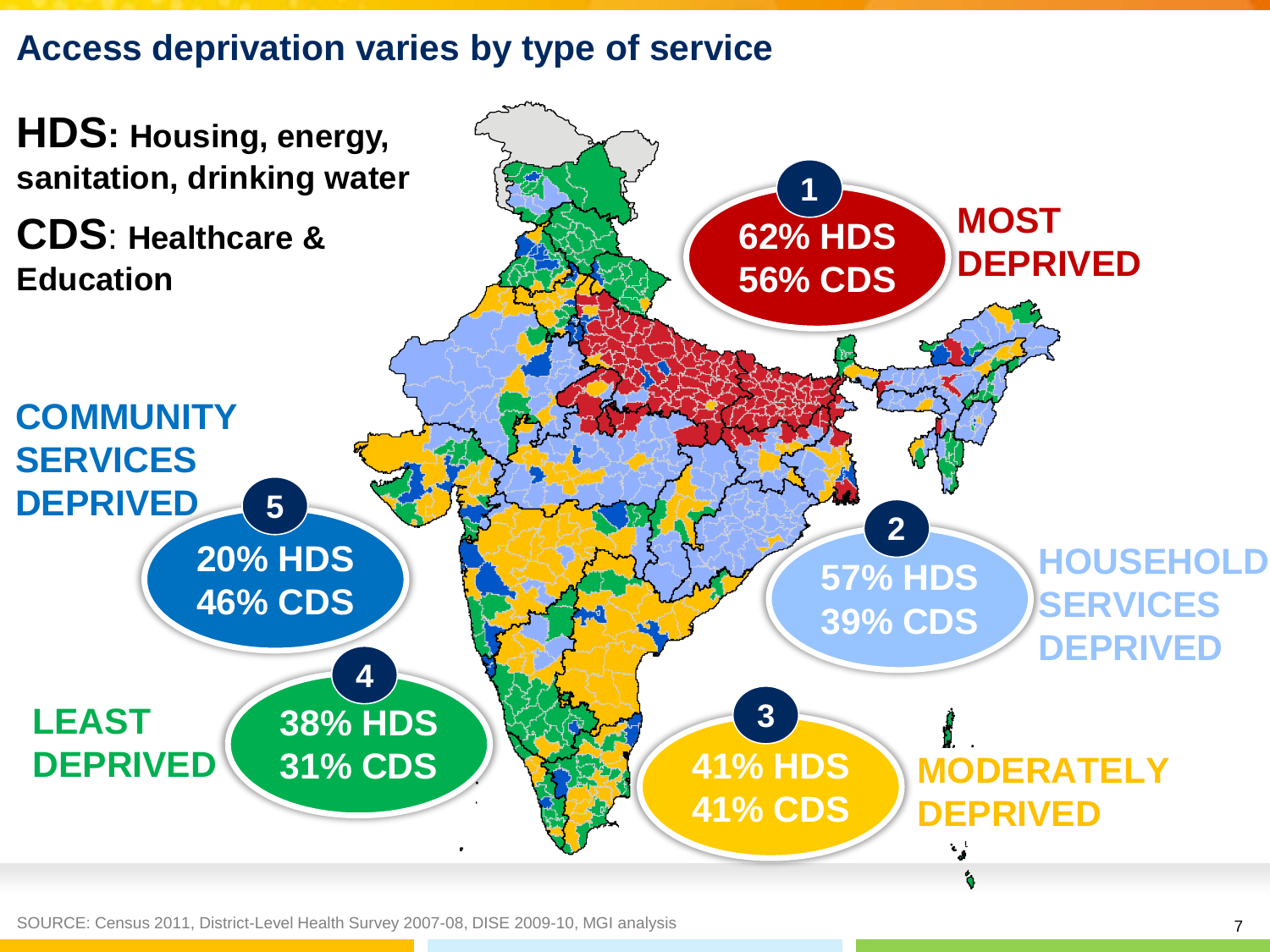## Access deprivation varies by type of service

**HDS: Housing, energy, sanitation, drinking water**

**CDS: Healthcare & Education**

**1 — MOST DEPRIVED**
62% HDS
56% CDS

**2 — HOUSEHOLD SERVICES DEPRIVED**
57% HDS
39% CDS

**3 — MODERATELY DEPRIVED**
41% HDS
41% CDS

**4 — LEAST DEPRIVED**
38% HDS
31% CDS

**5 — COMMUNITY SERVICES DEPRIVED**
20% HDS
46% CDS

SOURCE: Census 2011, District-Level Health Survey 2007-08, DISE 2009-10, MGI analysis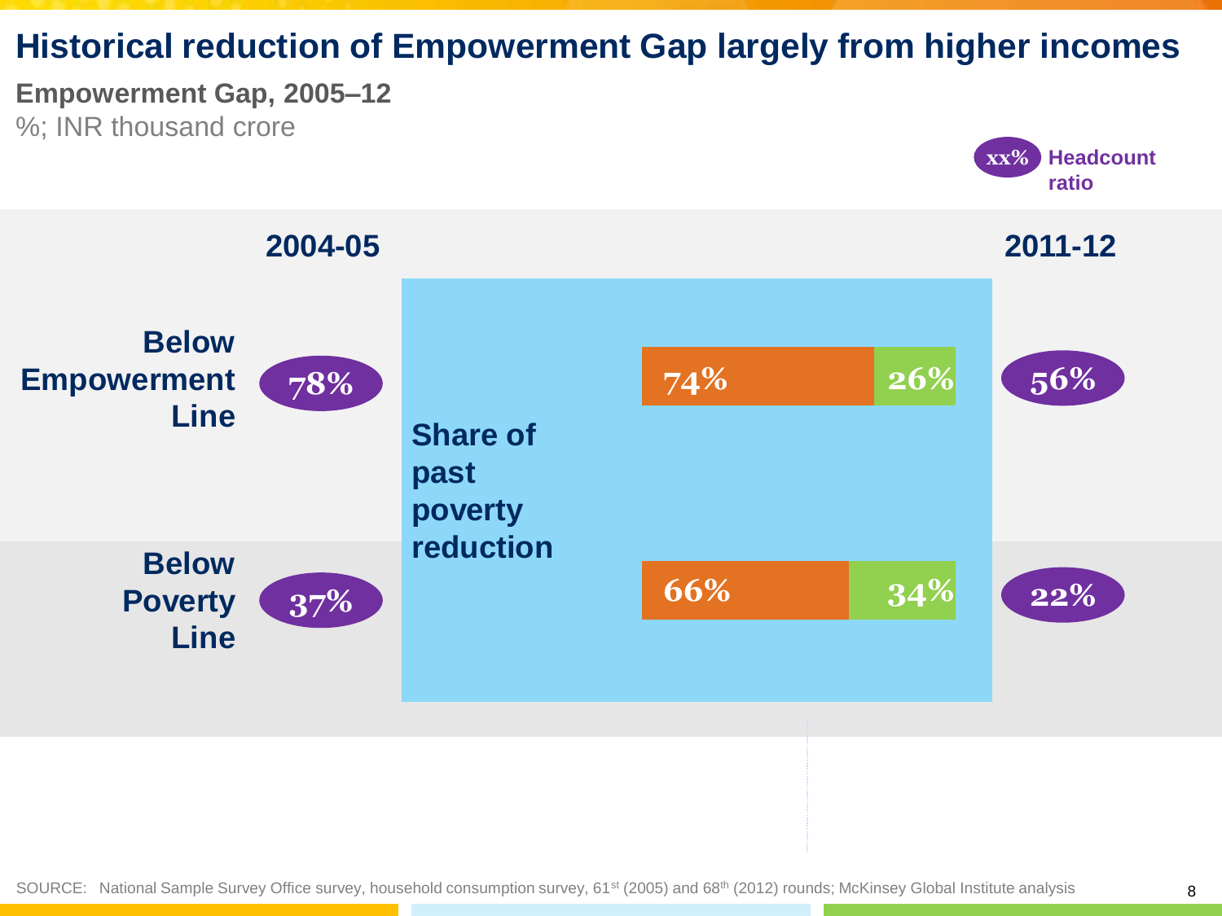# Historical reduction of Empowerment Gap largely from higher incomes

**Empowerment Gap, 2005–12**

%; INR thousand crore

xx% Headcount ratio

| | 2004-05 | Share of past poverty reduction | | 2011-12 |
|---|---|---|---|---|
| Below Empowerment Line | 78% | 74% | 26% | 56% |
| Below Poverty Line | 37% | 66% | 34% | 22% |

SOURCE: National Sample Survey Office survey, household consumption survey, 61st (2005) and 68th (2012) rounds; McKinsey Global Institute analysis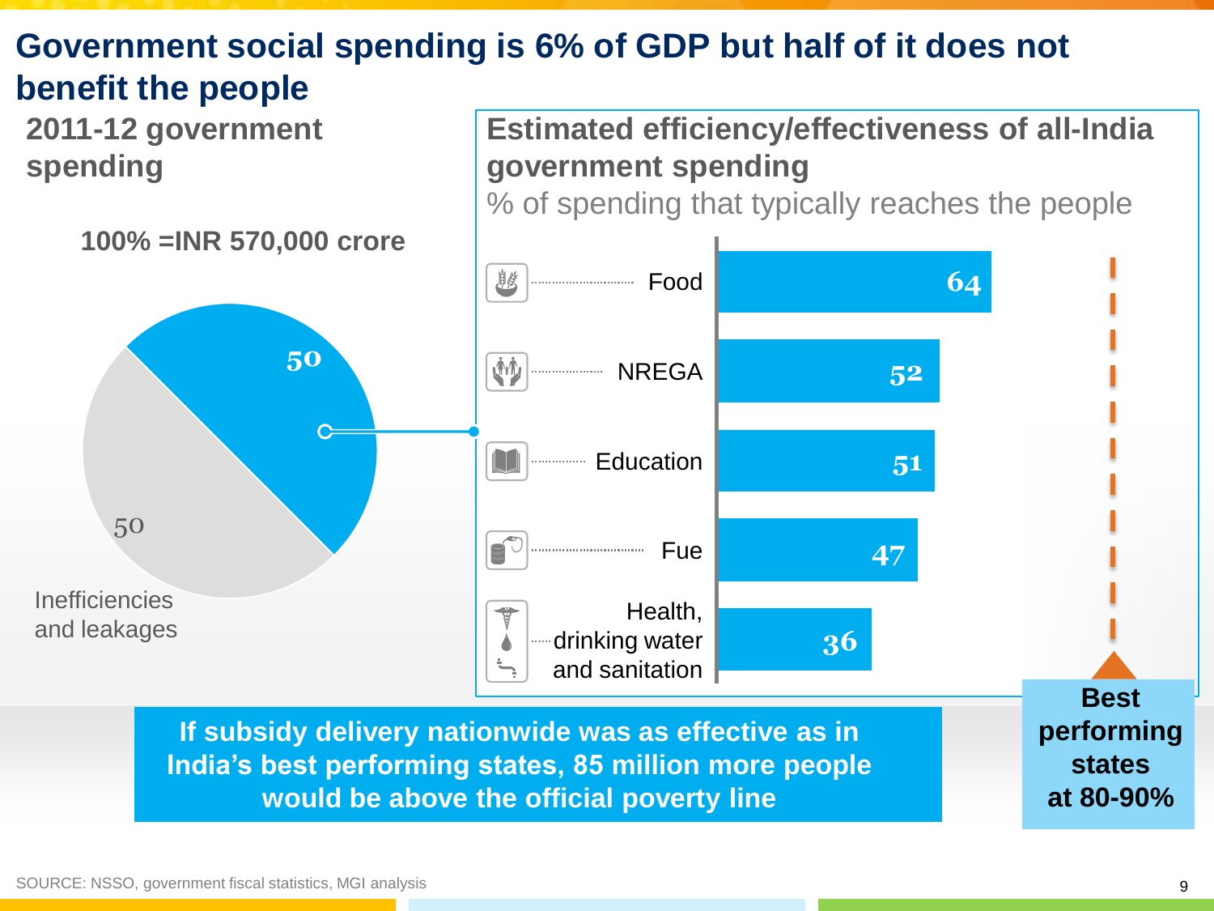# Government social spending is 6% of GDP but half of it does not benefit the people

## 2011-12 government spending

100% =INR 570,000 crore

| Share | Value |
|---|---|
| (Reaches the people) | 50 |
| Inefficiencies and leakages | 50 |

## Estimated efficiency/effectiveness of all-India government spending

% of spending that typically reaches the people

| Category | % |
|---|---|
| Food | 64 |
| NREGA | 52 |
| Education | 51 |
| Fue | 47 |
| Health, drinking water and sanitation | 36 |

**Best performing states at 80-90%**

**If subsidy delivery nationwide was as effective as in India's best performing states, 85 million more people would be above the official poverty line**

SOURCE: NSSO, government fiscal statistics, MGI analysis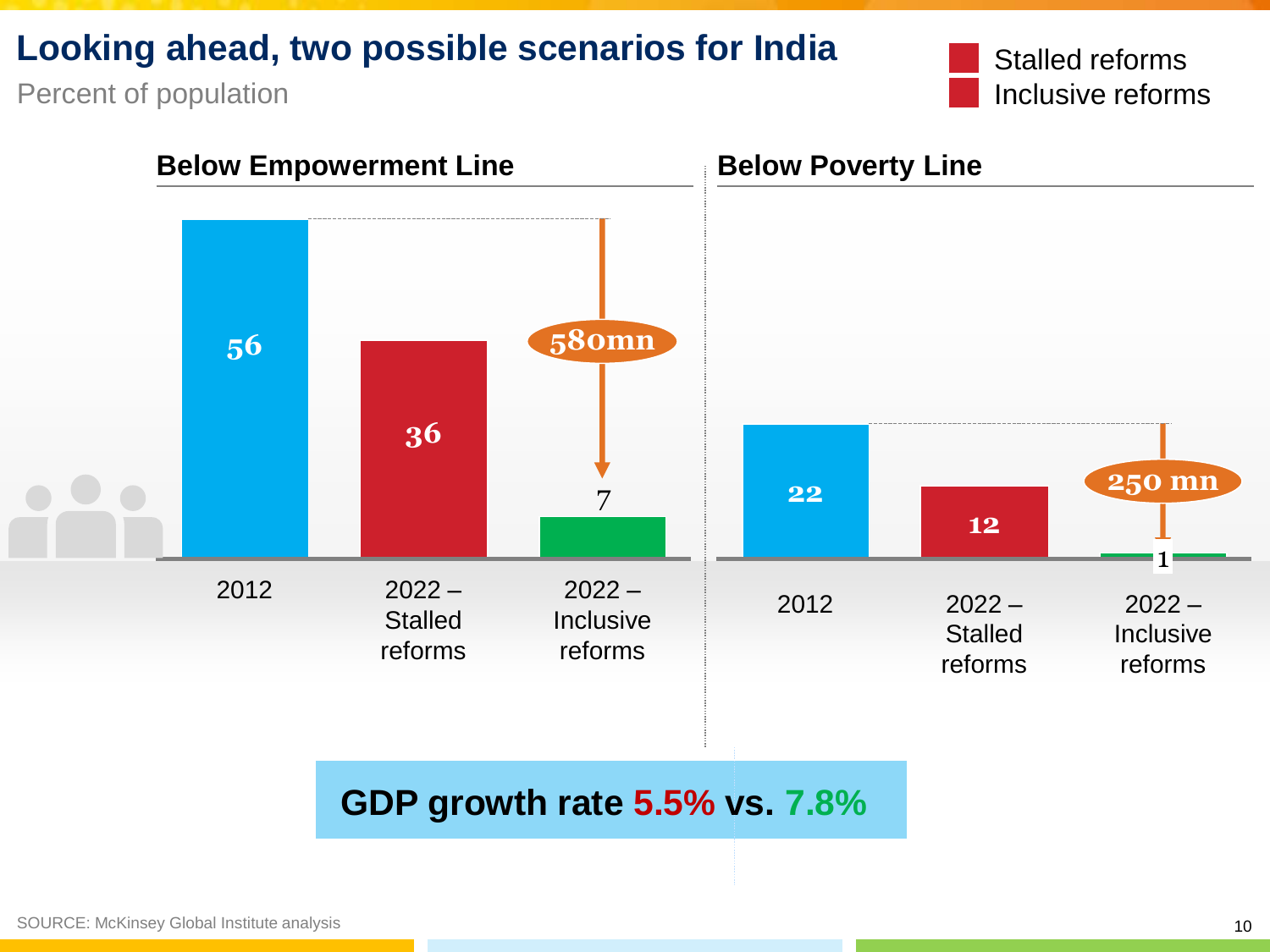# Looking ahead, two possible scenarios for India

Percent of population

Stalled reforms
Inclusive reforms

### Below Empowerment Line

| | 2012 | 2022 – Stalled reforms | 2022 – Inclusive reforms |
|---|---|---|---|
| Below Empowerment Line | 56 | 36 | 7 |

580mn

### Below Poverty Line

| | 2012 | 2022 – Stalled reforms | 2022 – Inclusive reforms |
|---|---|---|---|
| Below Poverty Line | 22 | 12 | 1 |

250 mn

**GDP growth rate 5.5% vs. 7.8%**

SOURCE: McKinsey Global Institute analysis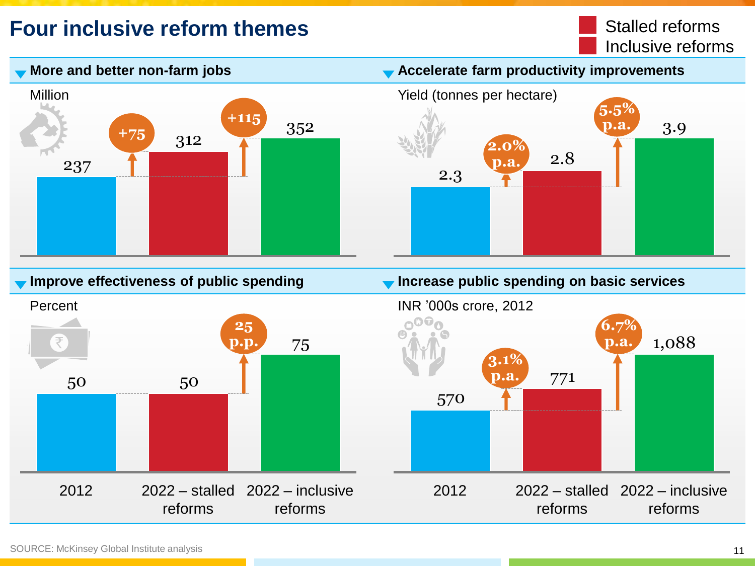# Four inclusive reform themes

Stalled reforms
Inclusive reforms

### More and better non-farm jobs

Million

| 2012 | 2022 – stalled reforms | 2022 – inclusive reforms |
|---|---|---|
| 237 | 312 | 352 |

+75 (2012 to 2022 – stalled reforms); +115 (2012 to 2022 – inclusive reforms)

### Accelerate farm productivity improvements

Yield (tonnes per hectare)

| 2012 | 2022 – stalled reforms | 2022 – inclusive reforms |
|---|---|---|
| 2.3 | 2.8 | 3.9 |

2.0% p.a. (2012 to 2022 – stalled reforms); 5.5% p.a. (2012 to 2022 – inclusive reforms)

### Improve effectiveness of public spending

Percent

| 2012 | 2022 – stalled reforms | 2022 – inclusive reforms |
|---|---|---|
| 50 | 50 | 75 |

25 p.p. (2012 to 2022 – inclusive reforms)

### Increase public spending on basic services

INR ’000s crore, 2012

| 2012 | 2022 – stalled reforms | 2022 – inclusive reforms |
|---|---|---|
| 570 | 771 | 1,088 |

3.1% p.a. (2012 to 2022 – stalled reforms); 6.7% p.a. (2012 to 2022 – inclusive reforms)

SOURCE: McKinsey Global Institute analysis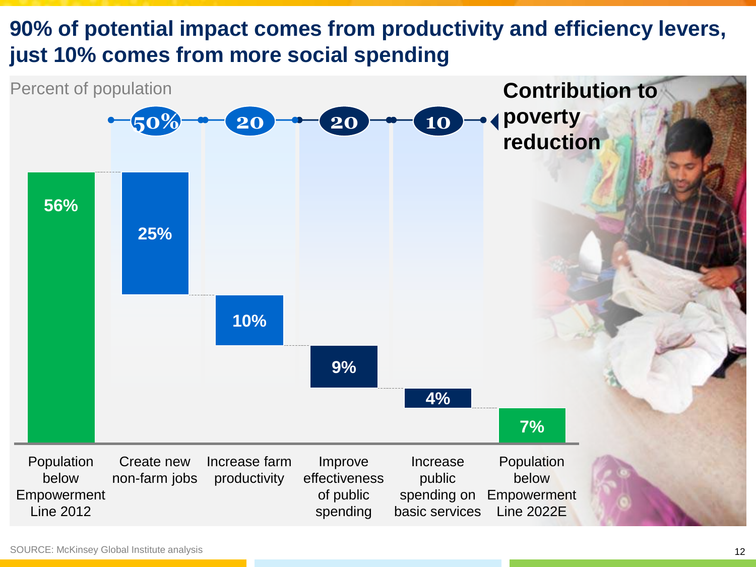# 90% of potential impact comes from productivity and efficiency levers, just 10% comes from more social spending

Percent of population

**Contribution to poverty reduction**

| | Population below Empowerment Line 2012 | Create new non-farm jobs | Increase farm productivity | Improve effectiveness of public spending | Increase public spending on basic services | Population below Empowerment Line 2022E |
|---|---|---|---|---|---|---|
| Contribution to poverty reduction | | 50% | 20 | 20 | 10 | |
| Percent of population | 56% | 25% | 10% | 9% | 4% | 7% |

SOURCE: McKinsey Global Institute analysis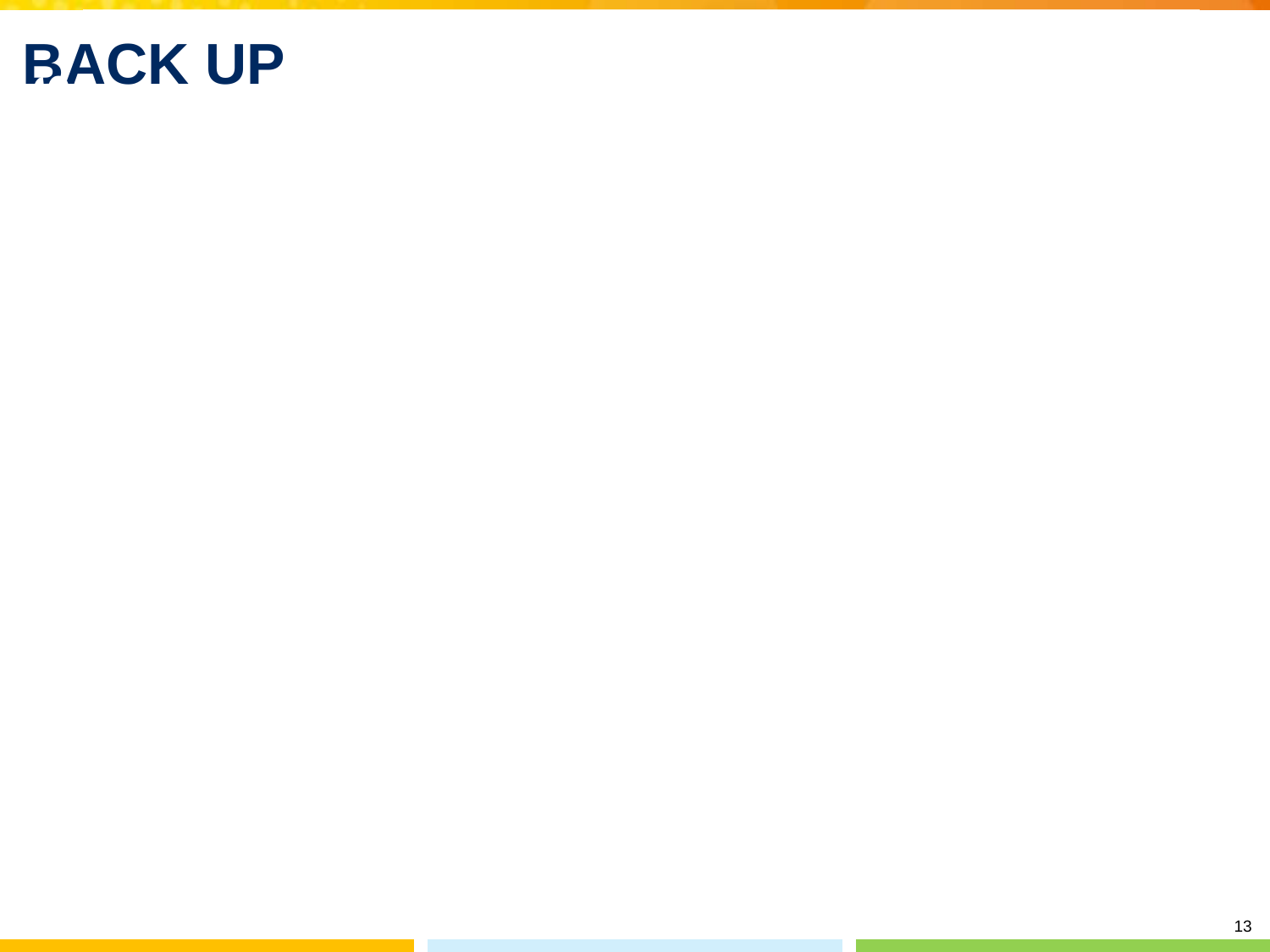# BACK UP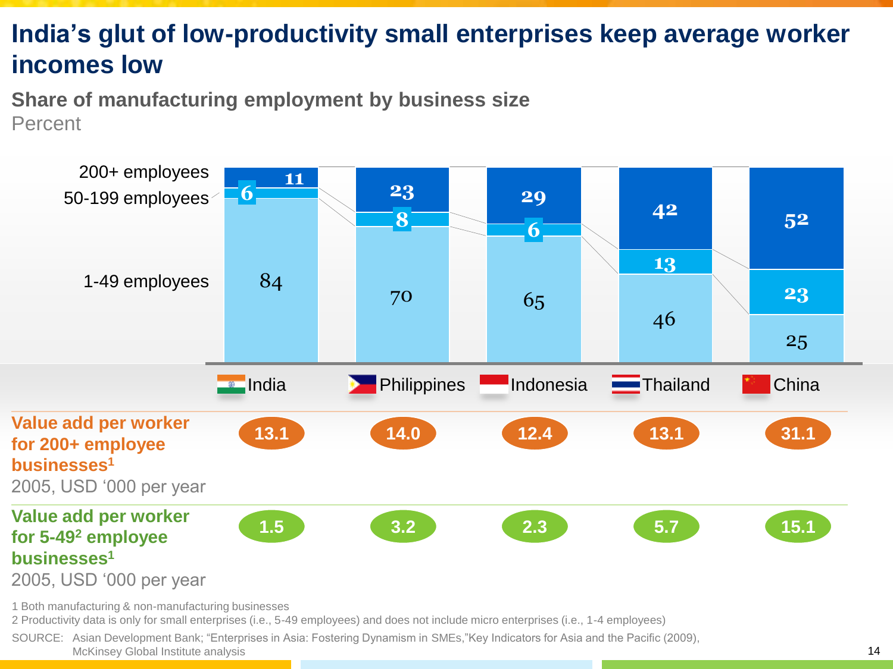# India's glut of low-productivity small enterprises keep average worker incomes low

## Share of manufacturing employment by business size

Percent

| | India | Philippines | Indonesia | Thailand | China |
|---|---|---|---|---|---|
| 200+ employees | 11 | 23 | 29 | 42 | 52 |
| 50-199 employees | 6 | 8 | 6 | 13 | 23 |
| 1-49 employees | 84 | 70 | 65 | 46 | 25 |

| | India | Philippines | Indonesia | Thailand | China |
|---|---|---|---|---|---|
| **Value add per worker for 200+ employee businesses**[1] 2005, USD '000 per year | 13.1 | 14.0 | 12.4 | 13.1 | 31.1 |
| **Value add per worker for 5-49**[2] **employee businesses**[1] 2005, USD '000 per year | 1.5 | 3.2 | 2.3 | 5.7 | 15.1 |

1 Both manufacturing & non-manufacturing businesses

2 Productivity data is only for small enterprises (i.e., 5-49 employees) and does not include micro enterprises (i.e., 1-4 employees)

SOURCE: Asian Development Bank; "Enterprises in Asia: Fostering Dynamism in SMEs,"Key Indicators for Asia and the Pacific (2009), McKinsey Global Institute analysis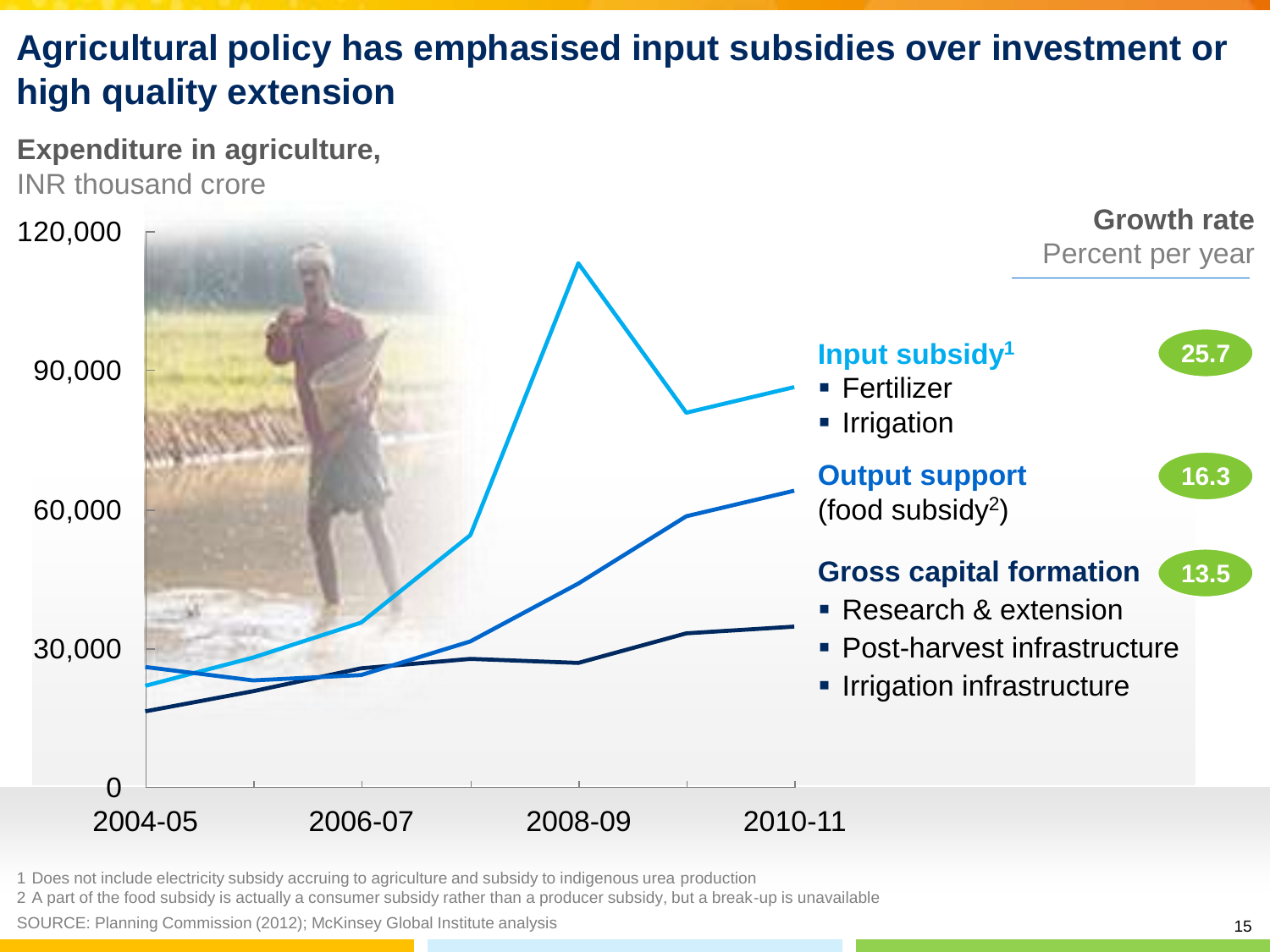# Agricultural policy has emphasised input subsidies over investment or high quality extension

**Expenditure in agriculture,**
INR thousand crore

**Growth rate**
Percent per year

**Input subsidy[1]** — 25.7
- Fertilizer
- Irrigation

**Output support** (food subsidy[2]) — 16.3

**Gross capital formation** — 13.5
- Research & extension
- Post-harvest infrastructure
- Irrigation infrastructure

1 Does not include electricity subsidy accruing to agriculture and subsidy to indigenous urea production
2 A part of the food subsidy is actually a consumer subsidy rather than a producer subsidy, but a break-up is unavailable

SOURCE: Planning Commission (2012); McKinsey Global Institute analysis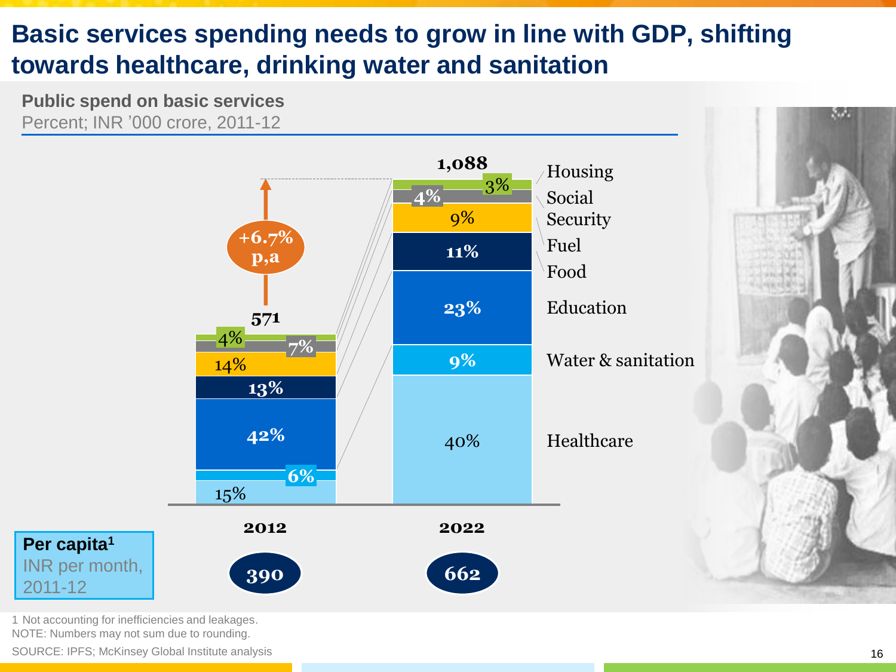# Basic services spending needs to grow in line with GDP, shifting towards healthcare, drinking water and sanitation

**Public spend on basic services**
Percent; INR ’000 crore, 2011-12

| Category | 2012 | 2022 |
|---|---|---|
| Housing | 4% | 3% |
| Social Security | 7% | 4% |
| Fuel | 14% | 9% |
| Food | 13% | 11% |
| Education | 42% | 23% |
| Water & sanitation | 6% | 9% |
| Healthcare | 15% | 40% |
| **Total** | **571** | **1,088** |

+6.7% p,a

**Per capita**[1]
INR per month, 2011-12

| 2012 | 2022 |
|---|---|
| 390 | 662 |

1 Not accounting for inefficiencies and leakages.
NOTE: Numbers may not sum due to rounding.
SOURCE: IPFS; McKinsey Global Institute analysis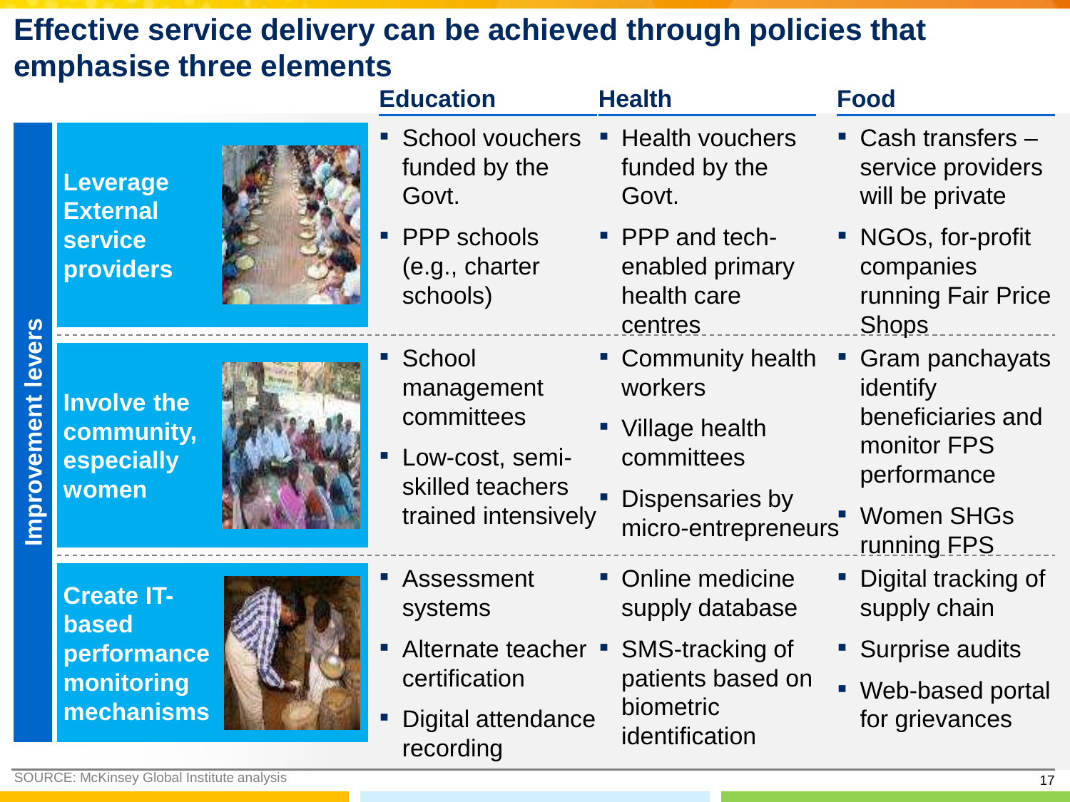# Effective service delivery can be achieved through policies that emphasise three elements

| Improvement levers | Education | Health | Food |
|---|---|---|---|
| **Leverage External service providers** | ▪ School vouchers funded by the Govt.<br>▪ PPP schools (e.g., charter schools) | ▪ Health vouchers funded by the Govt.<br>▪ PPP and tech-enabled primary health care centres | ▪ Cash transfers – service providers will be private<br>▪ NGOs, for-profit companies running Fair Price Shops |
| **Involve the community, especially women** | ▪ School management committees<br>▪ Low-cost, semi-skilled teachers trained intensively | ▪ Community health workers<br>▪ Village health committees<br>▪ Dispensaries by micro-entrepreneurs | ▪ Gram panchayats identify beneficiaries and monitor FPS performance<br>▪ Women SHGs running FPS |
| **Create IT-based performance monitoring mechanisms** | ▪ Assessment systems<br>▪ Alternate teacher certification<br>▪ Digital attendance recording | ▪ Online medicine supply database<br>▪ SMS-tracking of patients based on biometric identification | ▪ Digital tracking of supply chain<br>▪ Surprise audits<br>▪ Web-based portal for grievances |

SOURCE: McKinsey Global Institute analysis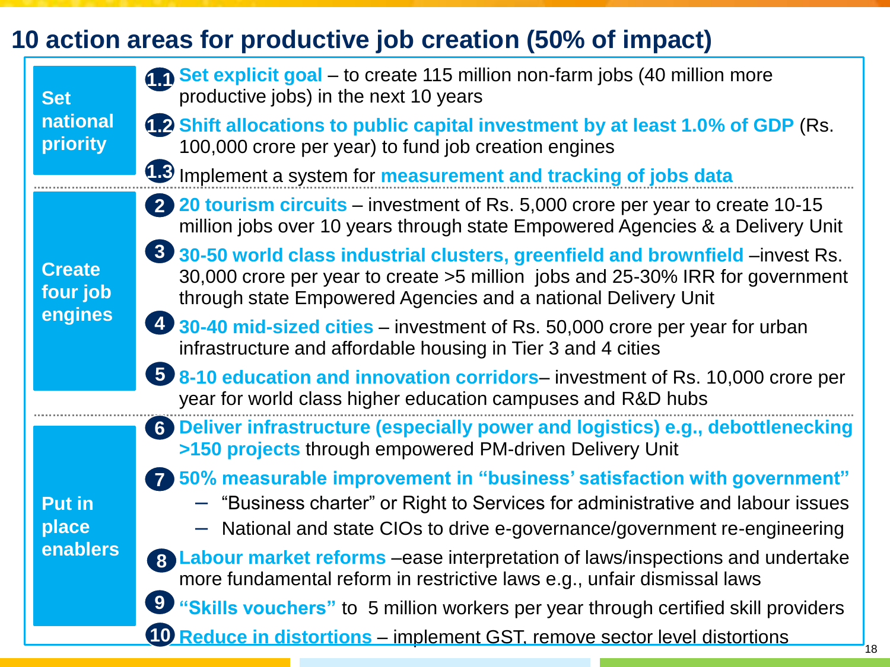# 10 action areas for productive job creation (50% of impact)

## Set national priority

- **1.1** **Set explicit goal** – to create 115 million non-farm jobs (40 million more productive jobs) in the next 10 years
- **1.2** **Shift allocations to public capital investment by at least 1.0% of GDP** (Rs. 100,000 crore per year) to fund job creation engines
- **1.3** Implement a system for **measurement and tracking of jobs data**

## Create four job engines

- **2** **20 tourism circuits** – investment of Rs. 5,000 crore per year to create 10-15 million jobs over 10 years through state Empowered Agencies & a Delivery Unit
- **3** **30-50 world class industrial clusters, greenfield and brownfield** –invest Rs. 30,000 crore per year to create >5 million jobs and 25-30% IRR for government through state Empowered Agencies and a national Delivery Unit
- **4** **30-40 mid-sized cities** – investment of Rs. 50,000 crore per year for urban infrastructure and affordable housing in Tier 3 and 4 cities
- **5** **8-10 education and innovation corridors**– investment of Rs. 10,000 crore per year for world class higher education campuses and R&D hubs

## Put in place enablers

- **6** **Deliver infrastructure (especially power and logistics) e.g., debottlenecking >150 projects** through empowered PM-driven Delivery Unit
- **7** **50% measurable improvement in "business' satisfaction with government"**
  - "Business charter" or Right to Services for administrative and labour issues
  - National and state CIOs to drive e-governance/government re-engineering
- **8** **Labour market reforms** –ease interpretation of laws/inspections and undertake more fundamental reform in restrictive laws e.g., unfair dismissal laws
- **9** **"Skills vouchers"** to 5 million workers per year through certified skill providers
- **10** **Reduce in distortions** – implement GST, remove sector level distortions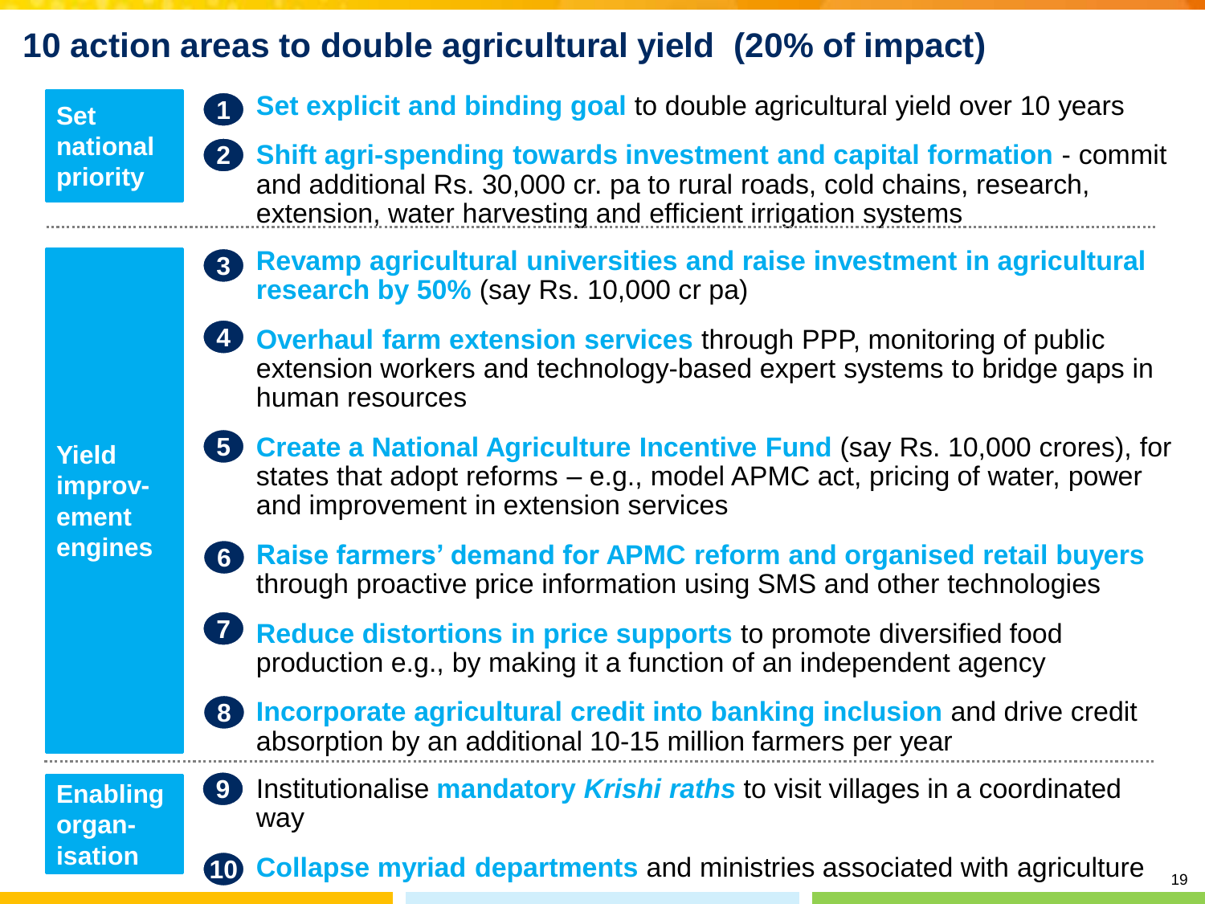# 10 action areas to double agricultural yield (20% of impact)

## Set national priority

1. **Set explicit and binding goal** to double agricultural yield over 10 years
2. **Shift agri-spending towards investment and capital formation** - commit and additional Rs. 30,000 cr. pa to rural roads, cold chains, research, extension, water harvesting and efficient irrigation systems

## Yield improvement engines

3. **Revamp agricultural universities and raise investment in agricultural research by 50%** (say Rs. 10,000 cr pa)
4. **Overhaul farm extension services** through PPP, monitoring of public extension workers and technology-based expert systems to bridge gaps in human resources
5. **Create a National Agriculture Incentive Fund** (say Rs. 10,000 crores), for states that adopt reforms – e.g., model APMC act, pricing of water, power and improvement in extension services
6. **Raise farmers' demand for APMC reform and organised retail buyers** through proactive price information using SMS and other technologies
7. **Reduce distortions in price supports** to promote diversified food production e.g., by making it a function of an independent agency
8. **Incorporate agricultural credit into banking inclusion** and drive credit absorption by an additional 10-15 million farmers per year

## Enabling organisation

9. Institutionalise **mandatory *Krishi raths*** to visit villages in a coordinated way
10. **Collapse myriad departments** and ministries associated with agriculture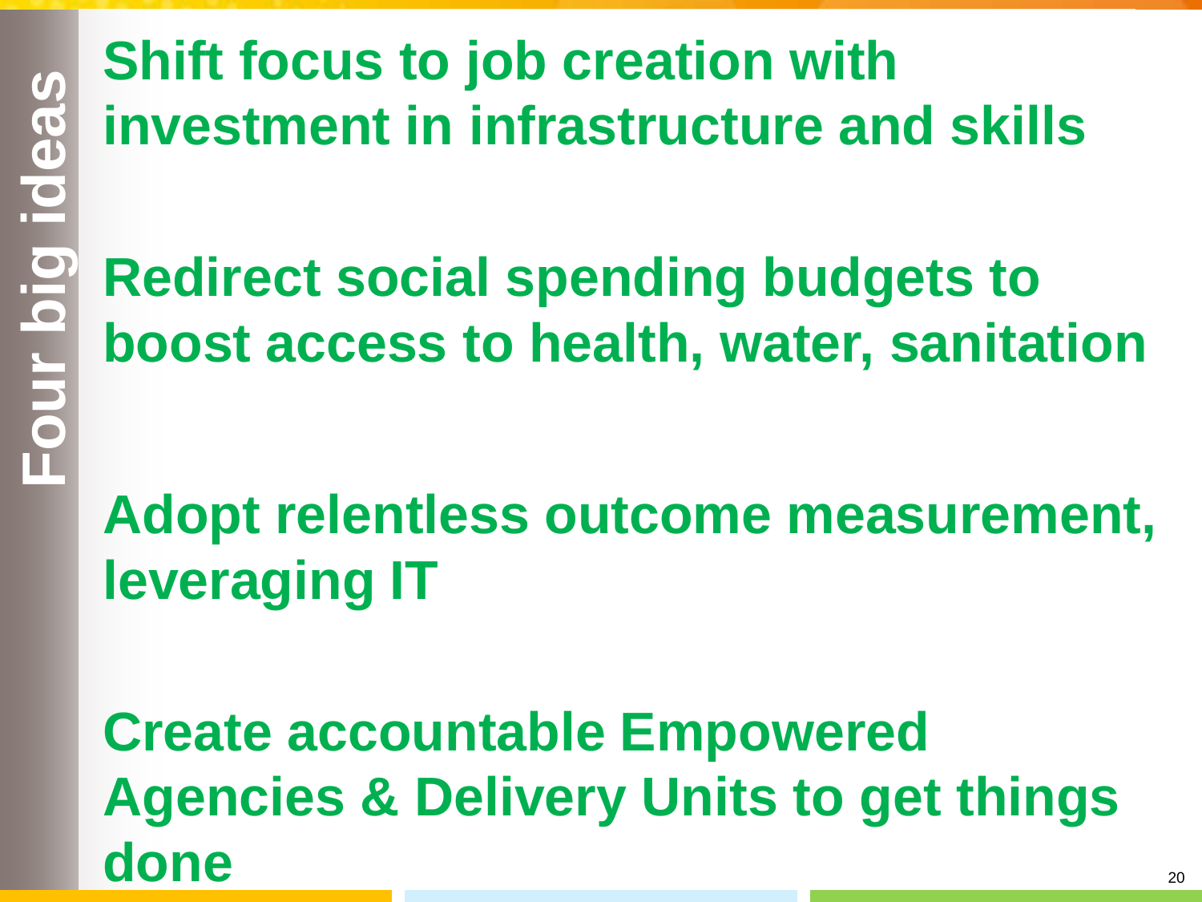## Four big ideas

**Shift focus to job creation with investment in infrastructure and skills**

**Redirect social spending budgets to boost access to health, water, sanitation**

**Adopt relentless outcome measurement, leveraging IT**

**Create accountable Empowered Agencies & Delivery Units to get things done**